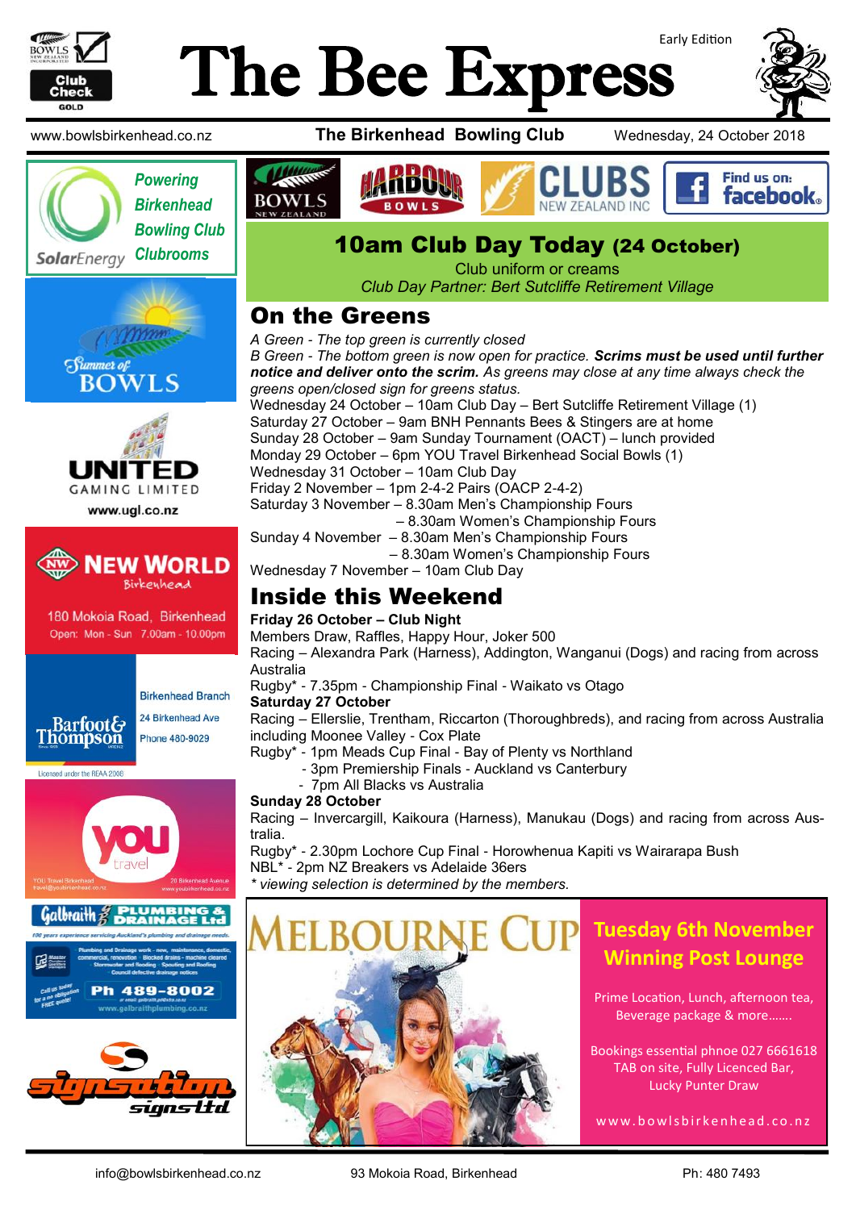Early Edition

# The Bee Express

www.bowlsbirkenhead.co.nz **The Birkenhead Bowling Club** Wednesday, 24 October 2018

Powering Birkenhead Bowling Club Clubrooms

## 10am Club Day Today (24 October)

Club uniform or creams

*Club Day Partner: Bert Sutcliffe Retirement Village*

## On the Greens

*A Green - The top green is currently closed*

*B Green - The bottom green is now open for practice.* ***Scrims must be used until further notice and deliver onto the scrim.*** *As greens may close at any time always check the greens open/closed sign for greens status.*

Wednesday 24 October – 10am Club Day – Bert Sutcliffe Retirement Village (1)
Saturday 27 October – 9am BNH Pennants Bees & Stingers are at home
Sunday 28 October – 9am Sunday Tournament (OACT) – lunch provided
Monday 29 October – 6pm YOU Travel Birkenhead Social Bowls (1)
Wednesday 31 October – 10am Club Day
Friday 2 November – 1pm 2-4-2 Pairs (OACP 2-4-2)
Saturday 3 November – 8.30am Men's Championship Fours
– 8.30am Women's Championship Fours
Sunday 4 November – 8.30am Men's Championship Fours
– 8.30am Women's Championship Fours
Wednesday 7 November – 10am Club Day

## Inside this Weekend

**Friday 26 October – Club Night**

Members Draw, Raffles, Happy Hour, Joker 500

Racing – Alexandra Park (Harness), Addington, Wanganui (Dogs) and racing from across Australia

Rugby* - 7.35pm - Championship Final - Waikato vs Otago

**Saturday 27 October**

Racing – Ellerslie, Trentham, Riccarton (Thoroughbreds), and racing from across Australia including Moonee Valley - Cox Plate

Rugby* - 1pm Meads Cup Final - Bay of Plenty vs Northland
- 3pm Premiership Finals - Auckland vs Canterbury
- 7pm All Blacks vs Australia

**Sunday 28 October**

Racing – Invercargill, Kaikoura (Harness), Manukau (Dogs) and racing from across Australia.

Rugby* - 2.30pm Lochore Cup Final - Horowhenua Kapiti vs Wairarapa Bush

NBL* - 2pm NZ Breakers vs Adelaide 36ers

*\* viewing selection is determined by the members.*

## Melbourne Cup

**Tuesday 6th November**
**Winning Post Lounge**

Prime Location, Lunch, afternoon tea, Beverage package & more…….

Bookings essential phnoe 027 6661618
TAB on site, Fully Licenced Bar, Lucky Punter Draw

www.bowlsbirkenhead.co.nz

info@bowlsbirkenhead.co.nz 93 Mokoia Road, Birkenhead Ph: 480 7493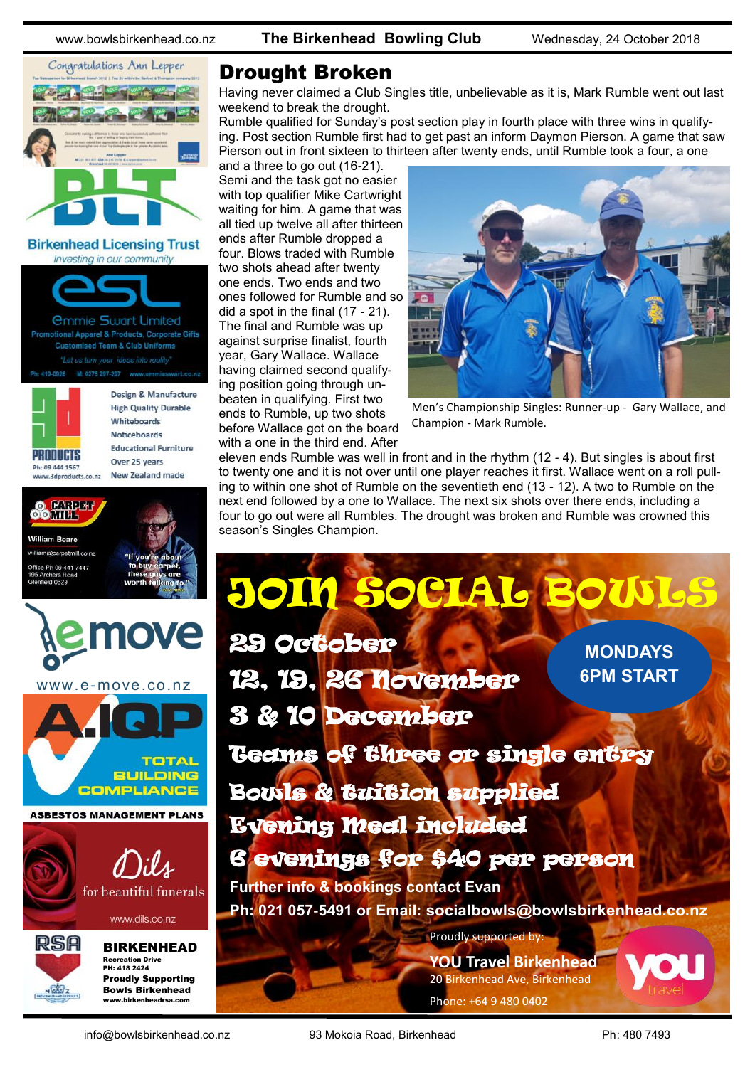# Drought Broken

Having never claimed a Club Singles title, unbelievable as it is, Mark Rumble went out last weekend to break the drought.

Rumble qualified for Sunday's post section play in fourth place with three wins in qualifying. Post section Rumble first had to get past an inform Daymon Pierson. A game that saw Pierson out in front sixteen to thirteen after twenty ends, until Rumble took a four, a one and a three to go out (16-21).

Semi and the task got no easier with top qualifier Mike Cartwright waiting for him. A game that was all tied up twelve all after thirteen ends after Rumble dropped a four. Blows traded with Rumble two shots ahead after twenty one ends. Two ends and two ones followed for Rumble and so did a spot in the final (17 - 21).

The final and Rumble was up against surprise finalist, fourth year, Gary Wallace. Wallace having claimed second qualifying position going through unbeaten in qualifying. First two ends to Rumble, up two shots before Wallace got on the board with a one in the third end. After eleven ends Rumble was well in front and in the rhythm (12 - 4). But singles is about first to twenty one and it is not over until one player reaches it first. Wallace went on a roll pulling to within one shot of Rumble on the seventieth end (13 - 12). A two to Rumble on the next end followed by a one to Wallace. The next six shots over there ends, including a four to go out were all Rumbles. The drought was broken and Rumble was crowned this season's Singles Champion.

Men's Championship Singles: Runner-up - Gary Wallace, and Champion - Mark Rumble.

# JOIN SOCIAL BOWLS

**MONDAYS 6PM START**

29 October

12, 19, 26 November

3 & 10 December

Teams of three or single entry

Bowls & tuition supplied

Evening Meal included

6 evenings for $40 per person

**Further info & bookings contact Evan**

**Ph: 021 057-5491 or Email: socialbowls@bowlsbirkenhead.co.nz**

Proudly supported by:

**YOU Travel Birkenhead**
20 Birkenhead Ave, Birkenhead
Phone: +64 9 480 0402

---

Congratulations Ann Lepper

Birkenhead Licensing Trust — *Investing in our community*

Emmie Swart Limited — Promotional Apparel & Products, Corporate Gifts, Customised Team & Club Uniforms — "Let us turn your ideas into reality" — Ph: 410-0026 M: 0275 297-207 www.emmieswart.co.nz

3d Products — Design & Manufacture, High Quality Durable, Whiteboards, Noticeboards, Educational Furniture, Over 25 years, New Zealand made — Ph: 09 444 1567 www.3dproducts.co.nz

Carpet Mill — William Beare — william@carpetmill.co.nz — Office Ph 09 441 7447 — 195 Archers Road Glenfield 0629 — "If you're about to buy carpet, these guys are worth talking to!"

emove — www.e-move.co.nz

A.IQP — TOTAL BUILDING COMPLIANCE — ASBESTOS MANAGEMENT PLANS

Dils — for beautiful funerals — www.dils.co.nz

RSA BIRKENHEAD — Recreation Drive — PH: 418 2424 — Proudly Supporting Bowls Birkenhead — www.birkenheadrsa.com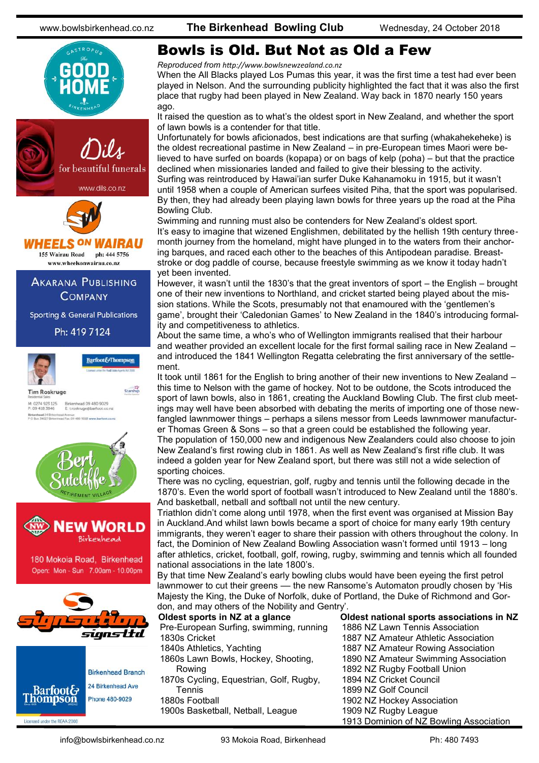# Bowls is Old. But Not as Old a Few

*Reproduced from http://www.bowlsnewzealand.co.nz*

When the All Blacks played Los Pumas this year, it was the first time a test had ever been played in Nelson. And the surrounding publicity highlighted the fact that it was also the first place that rugby had been played in New Zealand. Way back in 1870 nearly 150 years ago.

It raised the question as to what's the oldest sport in New Zealand, and whether the sport of lawn bowls is a contender for that title.

Unfortunately for bowls aficionados, best indications are that surfing (whakahekeheke) is the oldest recreational pastime in New Zealand – in pre-European times Maori were believed to have surfed on boards (kopapa) or on bags of kelp (poha) – but that the practice declined when missionaries landed and failed to give their blessing to the activity.

Surfing was reintroduced by Hawai'ian surfer Duke Kahanamoku in 1915, but it wasn't until 1958 when a couple of American surfees visited Piha, that the sport was popularised. By then, they had already been playing lawn bowls for three years up the road at the Piha Bowling Club.

Swimming and running must also be contenders for New Zealand's oldest sport.

It's easy to imagine that wizened Englishmen, debilitated by the hellish 19th century three-month journey from the homeland, might have plunged in to the waters from their anchoring barques, and raced each other to the beaches of this Antipodean paradise. Breaststroke or dog paddle of course, because freestyle swimming as we know it today hadn't yet been invented.

However, it wasn't until the 1830's that the great inventors of sport – the English – brought one of their new inventions to Northland, and cricket started being played about the mission stations. While the Scots, presumably not that enamoured with the 'gentlemen's game', brought their 'Caledonian Games' to New Zealand in the 1840's introducing formality and competitiveness to athletics.

About the same time, a who's who of Wellington immigrants realised that their harbour and weather provided an excellent locale for the first formal sailing race in New Zealand – and introduced the 1841 Wellington Regatta celebrating the first anniversary of the settlement.

It took until 1861 for the English to bring another of their new inventions to New Zealand – this time to Nelson with the game of hockey. Not to be outdone, the Scots introduced the sport of lawn bowls, also in 1861, creating the Auckland Bowling Club. The first club meetings may well have been absorbed with debating the merits of importing one of those new-fangled lawnmower things – perhaps a silens messor from Leeds lawnmower manufacturer Thomas Green & Sons – so that a green could be established the following year.

The population of 150,000 new and indigenous New Zealanders could also choose to join New Zealand's first rowing club in 1861. As well as New Zealand's first rifle club. It was indeed a golden year for New Zealand sport, but there was still not a wide selection of sporting choices.

There was no cycling, equestrian, golf, rugby and tennis until the following decade in the 1870's. Even the world sport of football wasn't introduced to New Zealand until the 1880's. And basketball, netball and softball not until the new century.

Triathlon didn't come along until 1978, when the first event was organised at Mission Bay in Auckland.And whilst lawn bowls became a sport of choice for many early 19th century immigrants, they weren't eager to share their passion with others throughout the colony. In fact, the Dominion of New Zealand Bowling Association wasn't formed until 1913 – long after athletics, cricket, football, golf, rowing, rugby, swimming and tennis which all founded national associations in the late 1800's.

By that time New Zealand's early bowling clubs would have been eyeing the first petrol lawnmower to cut their greens — the new Ransome's Automaton proudly chosen by 'His Majesty the King, the Duke of Norfolk, duke of Portland, the Duke of Richmond and Gordon, and may others of the Nobility and Gentry'.

**Oldest sports in NZ at a glance**

- Pre-European Surfing, swimming, running
- 1830s Cricket
- 1840s Athletics, Yachting
- 1860s Lawn Bowls, Hockey, Shooting, Rowing
- 1870s Cycling, Equestrian, Golf, Rugby, Tennis
- 1880s Football
- 1900s Basketball, Netball, League

**Oldest national sports associations in NZ**

- 1886 NZ Lawn Tennis Association
- 1887 NZ Amateur Athletic Association
- 1887 NZ Amateur Rowing Association
- 1890 NZ Amateur Swimming Association
- 1892 NZ Rugby Football Union
- 1894 NZ Cricket Council
- 1899 NZ Golf Council
- 1902 NZ Hockey Association
- 1909 NZ Rugby League
- 1913 Dominion of NZ Bowling Association

---

Gastropub The Good Home Birkenhead

Dils for beautiful funerals — www.dils.co.nz

Wheels on Wairau — 155 Wairau Road ph: 444 5756 — www.wheelsonwairau.co.nz

Akarana Publishing Company — Sporting & General Publications — Ph: 419 7124

Barfoot & Thompson — Tim Roskrugе, Residential Sales — M: 0274 923 125 P: 09 418 3846 — Birkenhead 09 480 9029 — E: troskruge@barfoot.co.nz

Bert Sutcliffe Retirement Village

New World Birkenhead — 180 Mokoia Road, Birkenhead — Open: Mon - Sun 7.00am - 10.00pm

Signsation signs ltd

Barfoot & Thompson — Birkenhead Branch — 24 Birkenhead Ave — Phone 480-9029 — Licensed under the REAA 2008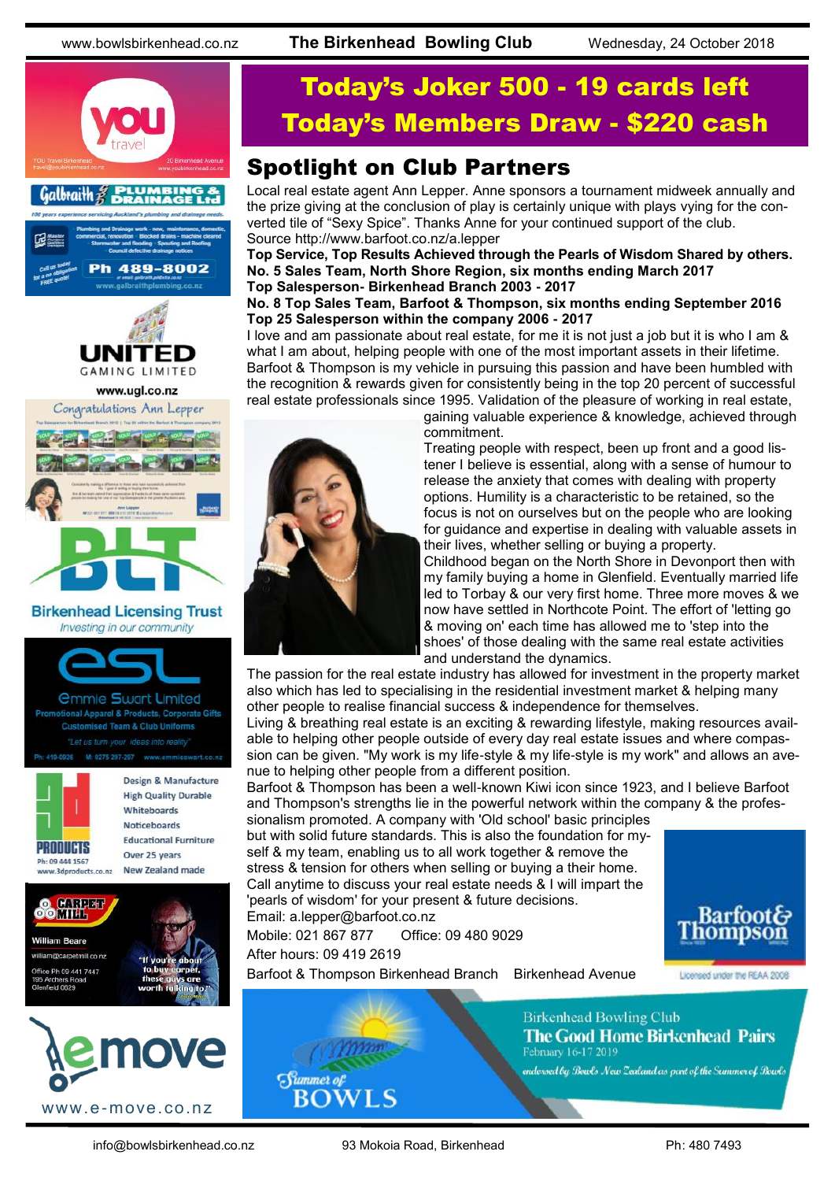# Today's Joker 500 - 19 cards left
# Today's Members Draw - $220 cash

## Spotlight on Club Partners

Local real estate agent Ann Lepper. Anne sponsors a tournament midweek annually and the prize giving at the conclusion of play is certainly unique with plays vying for the converted tile of "Sexy Spice". Thanks Anne for your continued support of the club.

Source http://www.barfoot.co.nz/a.lepper

**Top Service, Top Results Achieved through the Pearls of Wisdom Shared by others.**
**No. 5 Sales Team, North Shore Region, six months ending March 2017**
**Top Salesperson- Birkenhead Branch 2003 - 2017**
**No. 8 Top Sales Team, Barfoot & Thompson, six months ending September 2016**
**Top 25 Salesperson within the company 2006 - 2017**

I love and am passionate about real estate, for me it is not just a job but it is who I am & what I am about, helping people with one of the most important assets in their lifetime. Barfoot & Thompson is my vehicle in pursuing this passion and have been humbled with the recognition & rewards given for consistently being in the top 20 percent of successful real estate professionals since 1995. Validation of the pleasure of working in real estate, gaining valuable experience & knowledge, achieved through commitment.

Treating people with respect, been up front and a good listener I believe is essential, along with a sense of humour to release the anxiety that comes with dealing with property options. Humility is a characteristic to be retained, so the focus is not on ourselves but on the people who are looking for guidance and expertise in dealing with valuable assets in their lives, whether selling or buying a property.

Childhood began on the North Shore in Devonport then with my family buying a home in Glenfield. Eventually married life led to Torbay & our very first home. Three more moves & we now have settled in Northcote Point. The effort of 'letting go & moving on' each time has allowed me to 'step into the shoes' of those dealing with the same real estate activities and understand the dynamics.

The passion for the real estate industry has allowed for investment in the property market also which has led to specialising in the residential investment market & helping many other people to realise financial success & independence for themselves.

Living & breathing real estate is an exciting & rewarding lifestyle, making resources available to helping other people outside of every day real estate issues and where compassion can be given. "My work is my life-style & my life-style is my work" and allows an avenue to helping other people from a different position.

Barfoot & Thompson has been a well-known Kiwi icon since 1923, and I believe Barfoot and Thompson's strengths lie in the powerful network within the company & the professionalism promoted. A company with 'Old school' basic principles but with solid future standards. This is also the foundation for myself & my team, enabling us to all work together & remove the stress & tension for others when selling or buying a their home.

Call anytime to discuss your real estate needs & I will impart the 'pearls of wisdom' for your present & future decisions.

Email: a.lepper@barfoot.co.nz

Mobile: 021 867 877 Office: 09 480 9029

After hours: 09 419 2619

Barfoot & Thompson Birkenhead Branch Birkenhead Avenue

Barfoot & Thompson Since 1923

Licensed under the REAA 2008

Birkenhead Bowling Club
The Good Home Birkenhead Pairs
February 16-17 2019
endorsed by Bowls New Zealand as part of the Summer of Bowls

Summer of BOWLS

YOU travel
YOU Travel Birkenhead travel@youbirkenhead.co.nz
20 Birkenhead Avenue www.youbirkenhead.co.nz

Galbraith Plumbing & Drainage Ltd
100 years experience servicing Auckland's plumbing and drainage needs.
Plumbing and Drainage work - new, maintenance, domestic, commercial, renovation · Blocked drains - machine cleared · Stormwater and flooding · Spouting and Roofing · Council defective drainage notices
Call us today for a no obligation FREE quote!
Ph 489-8002
or email galbraith.pl@xtra.co.nz
www.galbraithplumbing.co.nz

UNITED GAMING LIMITED
www.ugl.co.nz

Congratulations Ann Lepper

BLT
Birkenhead Licensing Trust
Investing in our community

esl
Emmie Swart Limited
Promotional Apparel & Products, Corporate Gifts
Customised Team & Club Uniforms
"Let us turn your ideas into reality"
Ph: 410-0926 M: 0275 297-207 www.emmieswart.co.nz

3d PRODUCTS
Ph: 09 444 1567
www.3dproducts.co.nz
Design & Manufacture
High Quality Durable
Whiteboards
Noticeboards
Educational Furniture
Over 25 years
New Zealand made

CARPET MILL
William Beare
william@carpetmill.co.nz
Office Ph 09 441 7447
195 Archers Road
Glenfield 0629
"If you're about to buy carpet, these guys are worth talking to!"

emove
www.e-move.co.nz